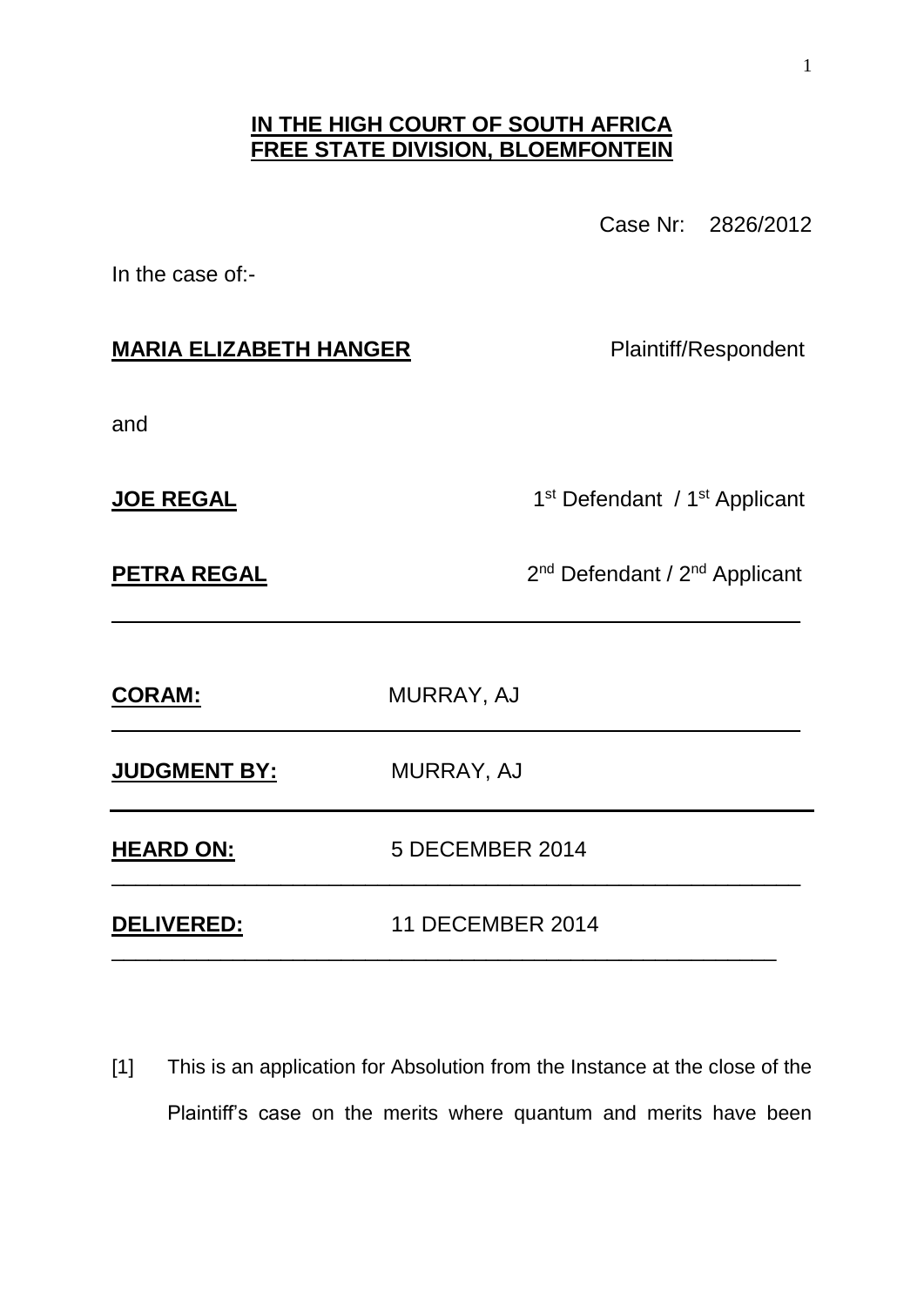**IN THE HIGH COURT OF SOUTH AFRICA**
**FREE STATE DIVISION, BLOEMFONTEIN**

Case Nr: 2826/2012

In the case of:-

**MARIA ELIZABETH HANGER** Plaintiff/Respondent

and

**JOE REGAL** 1st Defendant / 1st Applicant

**PETRA REGAL** 2nd Defendant / 2nd Applicant

---

**CORAM:** MURRAY, AJ

---

**JUDGMENT BY:** MURRAY, AJ

---

**HEARD ON:** 5 DECEMBER 2014

---

**DELIVERED:** 11 DECEMBER 2014

---

[1] This is an application for Absolution from the Instance at the close of the Plaintiff's case on the merits where quantum and merits have been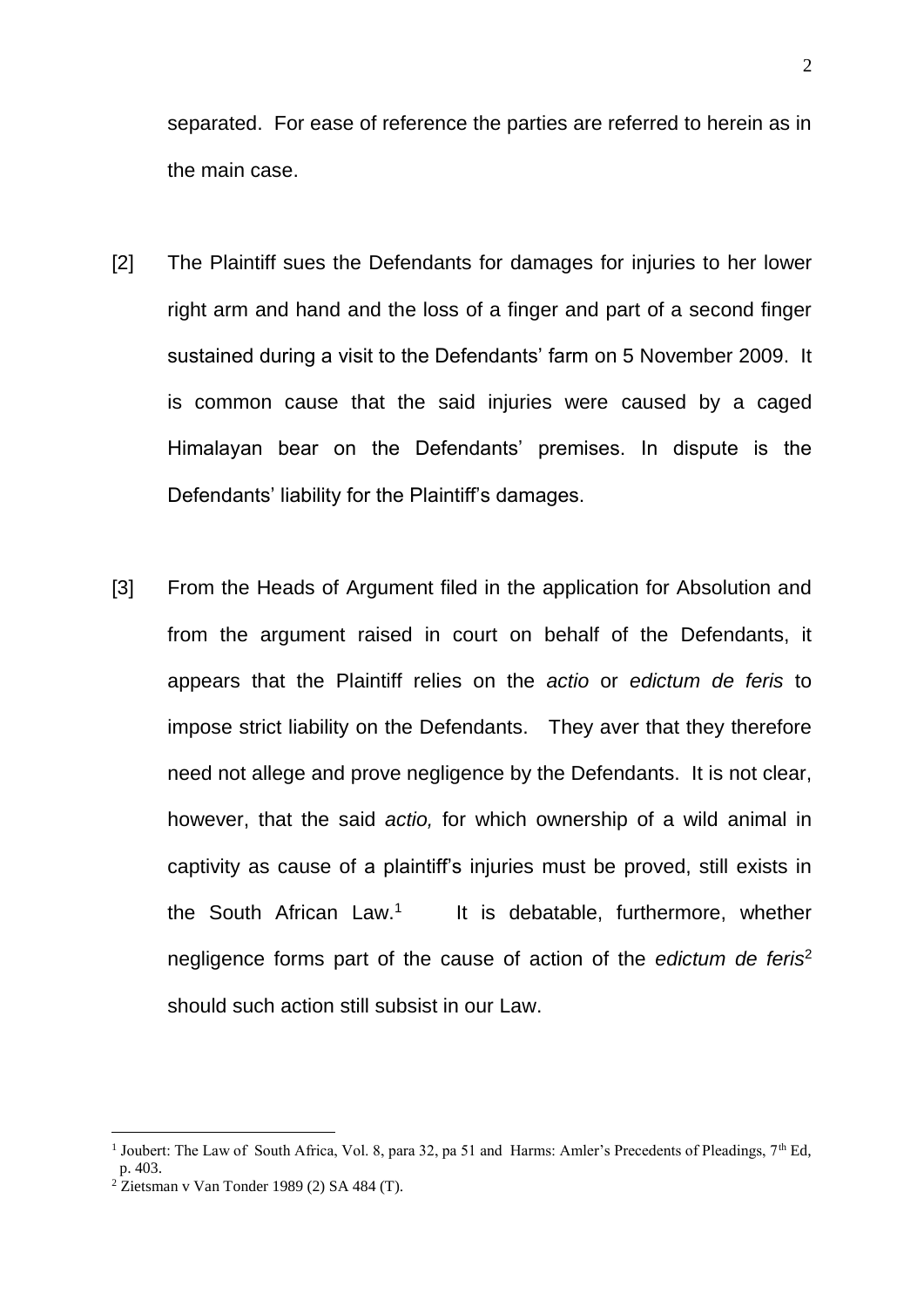separated. For ease of reference the parties are referred to herein as in the main case.

[2] The Plaintiff sues the Defendants for damages for injuries to her lower right arm and hand and the loss of a finger and part of a second finger sustained during a visit to the Defendants' farm on 5 November 2009. It is common cause that the said injuries were caused by a caged Himalayan bear on the Defendants' premises. In dispute is the Defendants' liability for the Plaintiff's damages.

[3] From the Heads of Argument filed in the application for Absolution and from the argument raised in court on behalf of the Defendants, it appears that the Plaintiff relies on the *actio* or *edictum de feris* to impose strict liability on the Defendants. They aver that they therefore need not allege and prove negligence by the Defendants. It is not clear, however, that the said *actio,* for which ownership of a wild animal in captivity as cause of a plaintiff's injuries must be proved, still exists in the South African Law.[1] It is debatable, furthermore, whether negligence forms part of the cause of action of the *edictum de feris*[2] should such action still subsist in our Law.

---

[1] Joubert: The Law of South Africa, Vol. 8, para 32, pa 51 and Harms: Amler's Precedents of Pleadings, 7th Ed, p. 403.

[2] Zietsman v Van Tonder 1989 (2) SA 484 (T).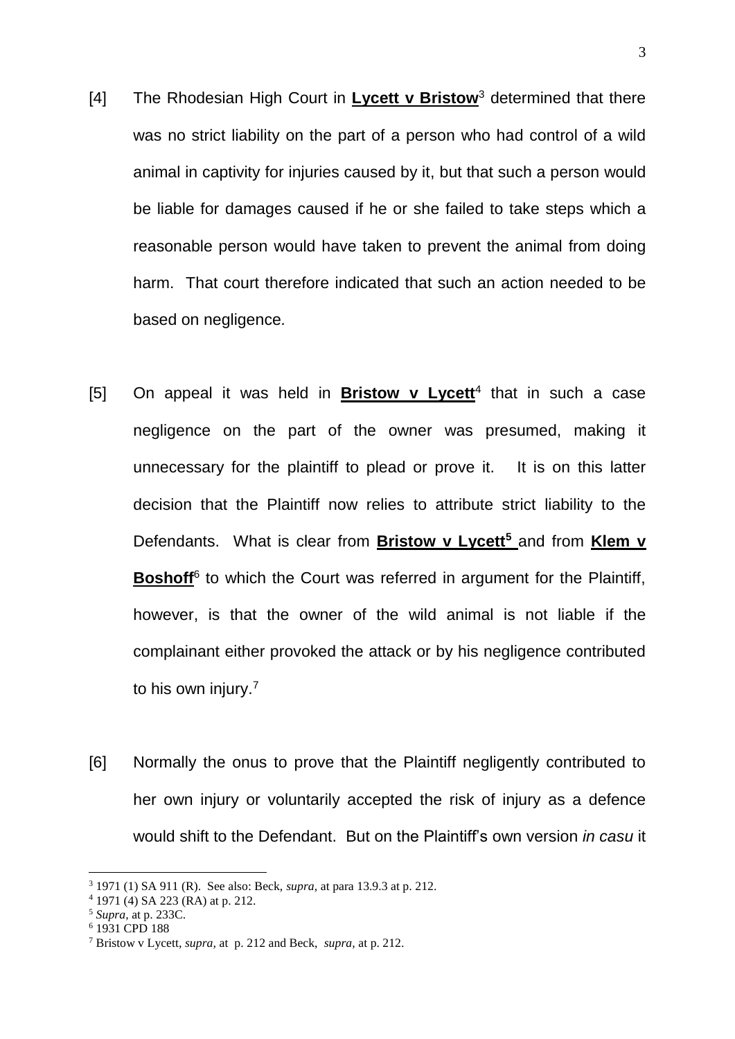[4] The Rhodesian High Court in **Lycett v Bristow**[3] determined that there was no strict liability on the part of a person who had control of a wild animal in captivity for injuries caused by it, but that such a person would be liable for damages caused if he or she failed to take steps which a reasonable person would have taken to prevent the animal from doing harm. That court therefore indicated that such an action needed to be based on negligence.

[5] On appeal it was held in **Bristow v Lycett**[4] that in such a case negligence on the part of the owner was presumed, making it unnecessary for the plaintiff to plead or prove it. It is on this latter decision that the Plaintiff now relies to attribute strict liability to the Defendants. What is clear from **Bristow v Lycett**[5] and from **Klem v Boshoff**[6] to which the Court was referred in argument for the Plaintiff, however, is that the owner of the wild animal is not liable if the complainant either provoked the attack or by his negligence contributed to his own injury.[7]

[6] Normally the onus to prove that the Plaintiff negligently contributed to her own injury or voluntarily accepted the risk of injury as a defence would shift to the Defendant. But on the Plaintiff's own version *in casu* it

---

[3] 1971 (1) SA 911 (R). See also: Beck, *supra*, at para 13.9.3 at p. 212.

[4] 1971 (4) SA 223 (RA) at p. 212.

[5] *Supra*, at p. 233C.

[6] 1931 CPD 188

[7] Bristow v Lycett, *supra*, at p. 212 and Beck, *supra*, at p. 212.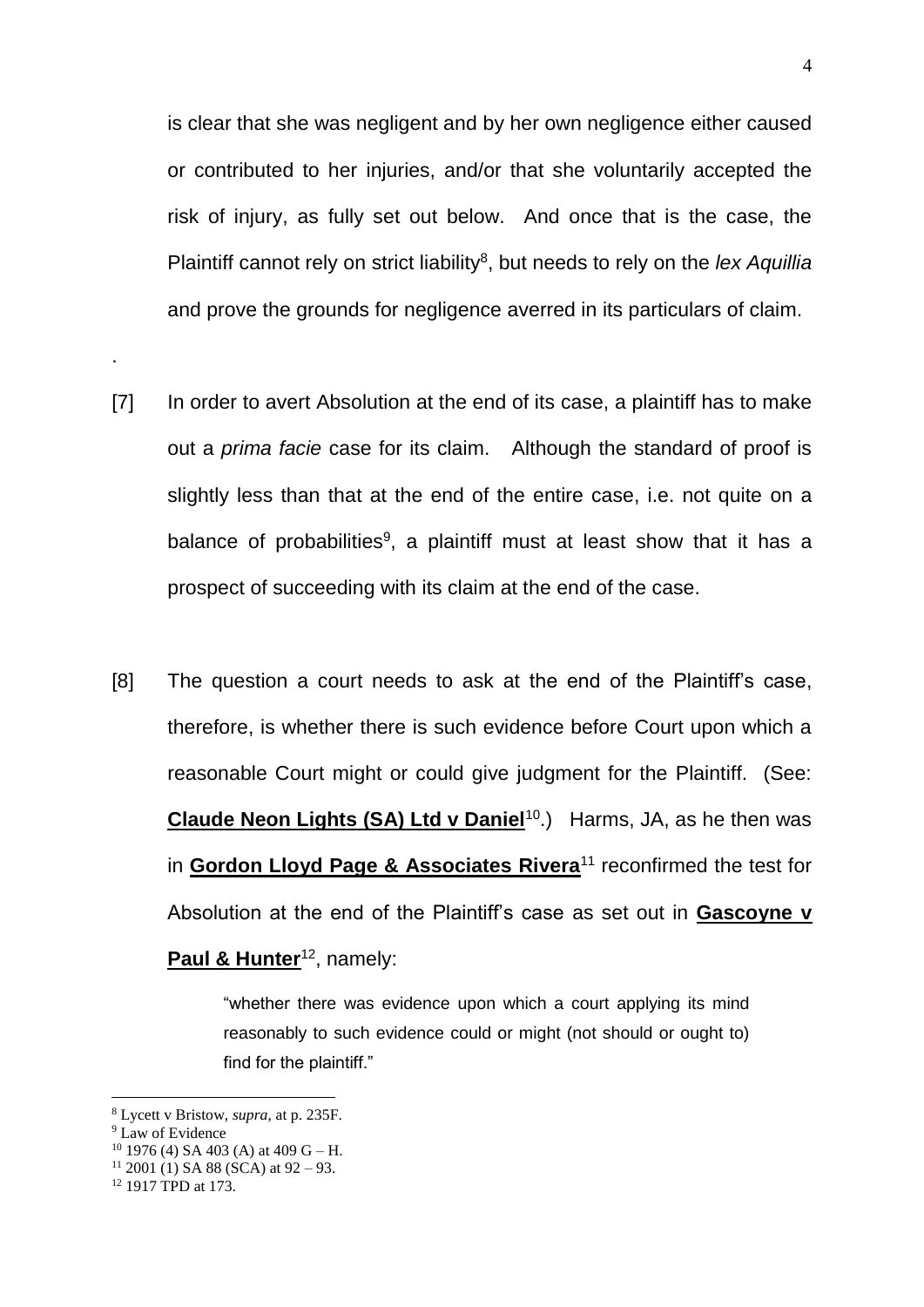is clear that she was negligent and by her own negligence either caused or contributed to her injuries, and/or that she voluntarily accepted the risk of injury, as fully set out below. And once that is the case, the Plaintiff cannot rely on strict liability[8], but needs to rely on the *lex Aquillia* and prove the grounds for negligence averred in its particulars of claim.

.

[7] In order to avert Absolution at the end of its case, a plaintiff has to make out a *prima facie* case for its claim. Although the standard of proof is slightly less than that at the end of the entire case, i.e. not quite on a balance of probabilities[9], a plaintiff must at least show that it has a prospect of succeeding with its claim at the end of the case.

[8] The question a court needs to ask at the end of the Plaintiff's case, therefore, is whether there is such evidence before Court upon which a reasonable Court might or could give judgment for the Plaintiff. (See: **Claude Neon Lights (SA) Ltd v Daniel**[10].) Harms, JA, as he then was in **Gordon Lloyd Page & Associates Rivera**[11] reconfirmed the test for Absolution at the end of the Plaintiff's case as set out in **Gascoyne v Paul & Hunter**[12], namely:

> "whether there was evidence upon which a court applying its mind reasonably to such evidence could or might (not should or ought to) find for the plaintiff."

---

[8] Lycett v Bristow, *supra,* at p. 235F.

[9] Law of Evidence

[10] 1976 (4) SA 403 (A) at 409 G – H.

[11] 2001 (1) SA 88 (SCA) at 92 – 93.

[12] 1917 TPD at 173.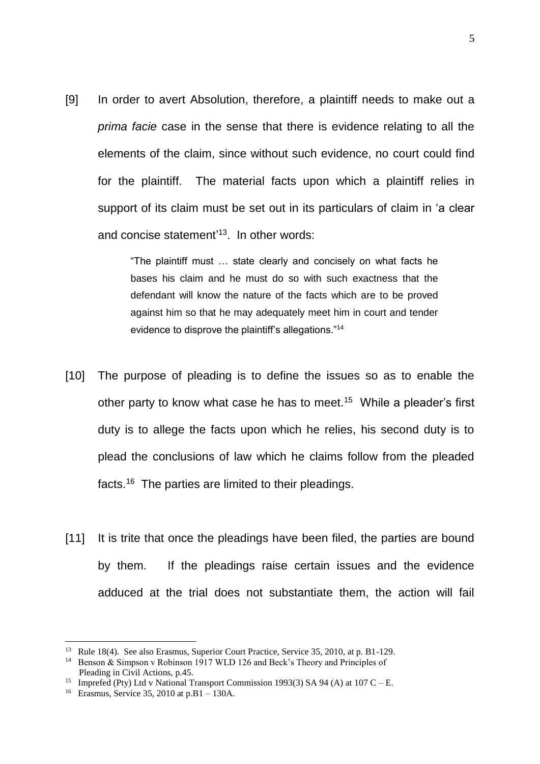[9] In order to avert Absolution, therefore, a plaintiff needs to make out a *prima facie* case in the sense that there is evidence relating to all the elements of the claim, since without such evidence, no court could find for the plaintiff. The material facts upon which a plaintiff relies in support of its claim must be set out in its particulars of claim in 'a clear and concise statement'[13]. In other words:

> "The plaintiff must … state clearly and concisely on what facts he bases his claim and he must do so with such exactness that the defendant will know the nature of the facts which are to be proved against him so that he may adequately meet him in court and tender evidence to disprove the plaintiff's allegations."[14]

[10] The purpose of pleading is to define the issues so as to enable the other party to know what case he has to meet.[15] While a pleader's first duty is to allege the facts upon which he relies, his second duty is to plead the conclusions of law which he claims follow from the pleaded facts.[16] The parties are limited to their pleadings.

[11] It is trite that once the pleadings have been filed, the parties are bound by them. If the pleadings raise certain issues and the evidence adduced at the trial does not substantiate them, the action will fail

---

[13] Rule 18(4). See also Erasmus, Superior Court Practice, Service 35, 2010, at p. B1-129.

[14] Benson & Simpson v Robinson 1917 WLD 126 and Beck's Theory and Principles of Pleading in Civil Actions, p.45.

[15] Imprefed (Pty) Ltd v National Transport Commission 1993(3) SA 94 (A) at 107 C – E.

[16] Erasmus, Service 35, 2010 at p.B1 – 130A.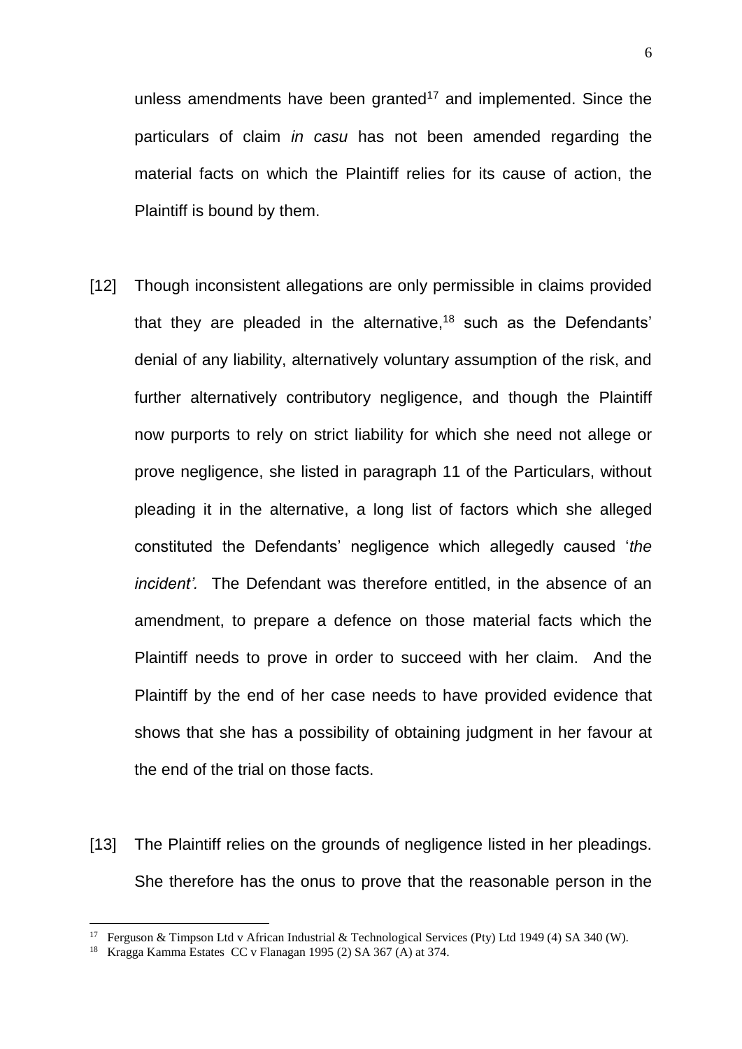unless amendments have been granted[17] and implemented. Since the particulars of claim *in casu* has not been amended regarding the material facts on which the Plaintiff relies for its cause of action, the Plaintiff is bound by them.

[12] Though inconsistent allegations are only permissible in claims provided that they are pleaded in the alternative,[18] such as the Defendants' denial of any liability, alternatively voluntary assumption of the risk, and further alternatively contributory negligence, and though the Plaintiff now purports to rely on strict liability for which she need not allege or prove negligence, she listed in paragraph 11 of the Particulars, without pleading it in the alternative, a long list of factors which she alleged constituted the Defendants' negligence which allegedly caused '*the incident'.* The Defendant was therefore entitled, in the absence of an amendment, to prepare a defence on those material facts which the Plaintiff needs to prove in order to succeed with her claim. And the Plaintiff by the end of her case needs to have provided evidence that shows that she has a possibility of obtaining judgment in her favour at the end of the trial on those facts.

[13] The Plaintiff relies on the grounds of negligence listed in her pleadings. She therefore has the onus to prove that the reasonable person in the

---

[17] Ferguson & Timpson Ltd v African Industrial & Technological Services (Pty) Ltd 1949 (4) SA 340 (W).

[18] Kragga Kamma Estates CC v Flanagan 1995 (2) SA 367 (A) at 374.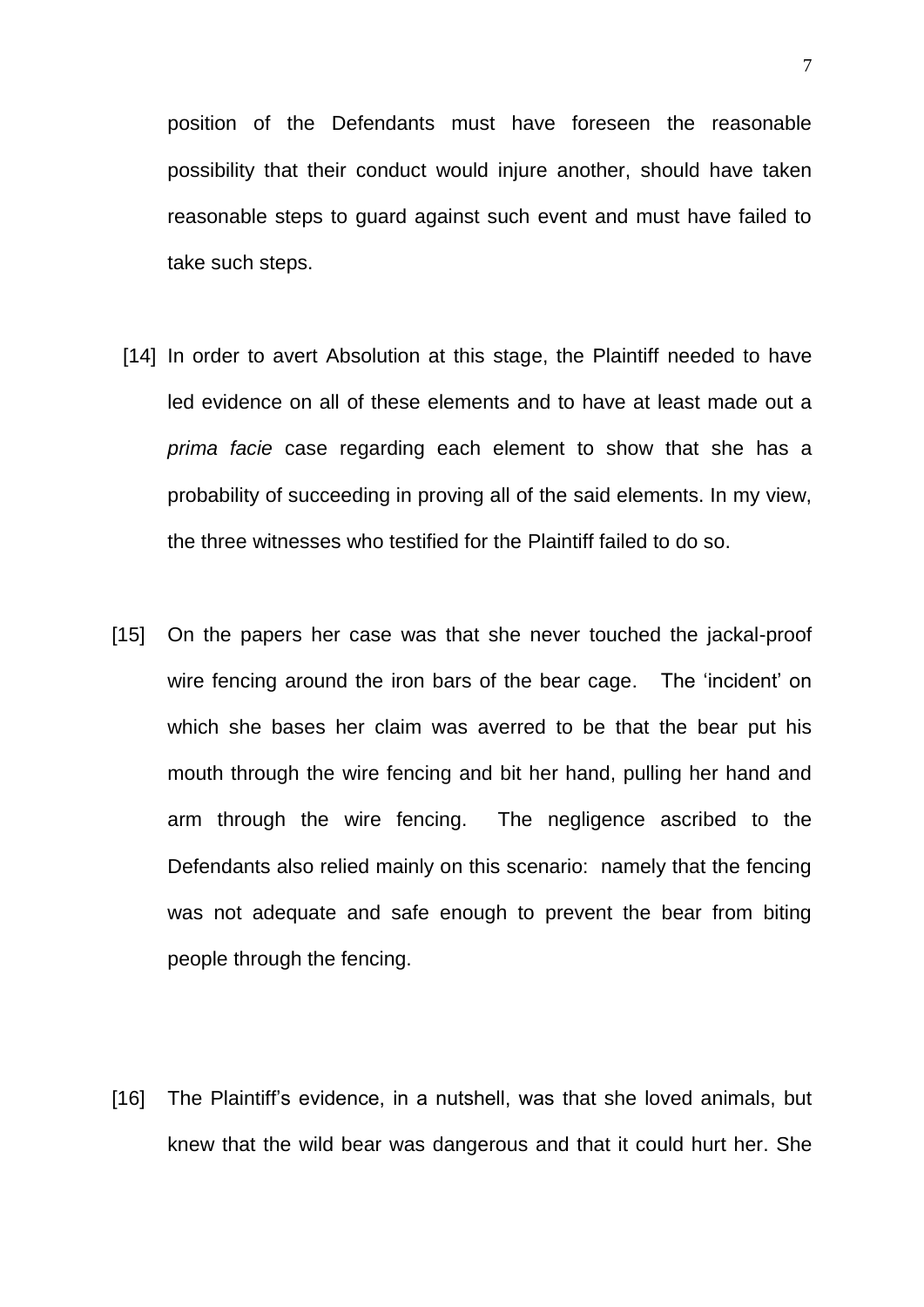position of the Defendants must have foreseen the reasonable possibility that their conduct would injure another, should have taken reasonable steps to guard against such event and must have failed to take such steps.

[14] In order to avert Absolution at this stage, the Plaintiff needed to have led evidence on all of these elements and to have at least made out a *prima facie* case regarding each element to show that she has a probability of succeeding in proving all of the said elements. In my view, the three witnesses who testified for the Plaintiff failed to do so.

[15] On the papers her case was that she never touched the jackal-proof wire fencing around the iron bars of the bear cage. The 'incident' on which she bases her claim was averred to be that the bear put his mouth through the wire fencing and bit her hand, pulling her hand and arm through the wire fencing. The negligence ascribed to the Defendants also relied mainly on this scenario: namely that the fencing was not adequate and safe enough to prevent the bear from biting people through the fencing.

[16] The Plaintiff's evidence, in a nutshell, was that she loved animals, but knew that the wild bear was dangerous and that it could hurt her. She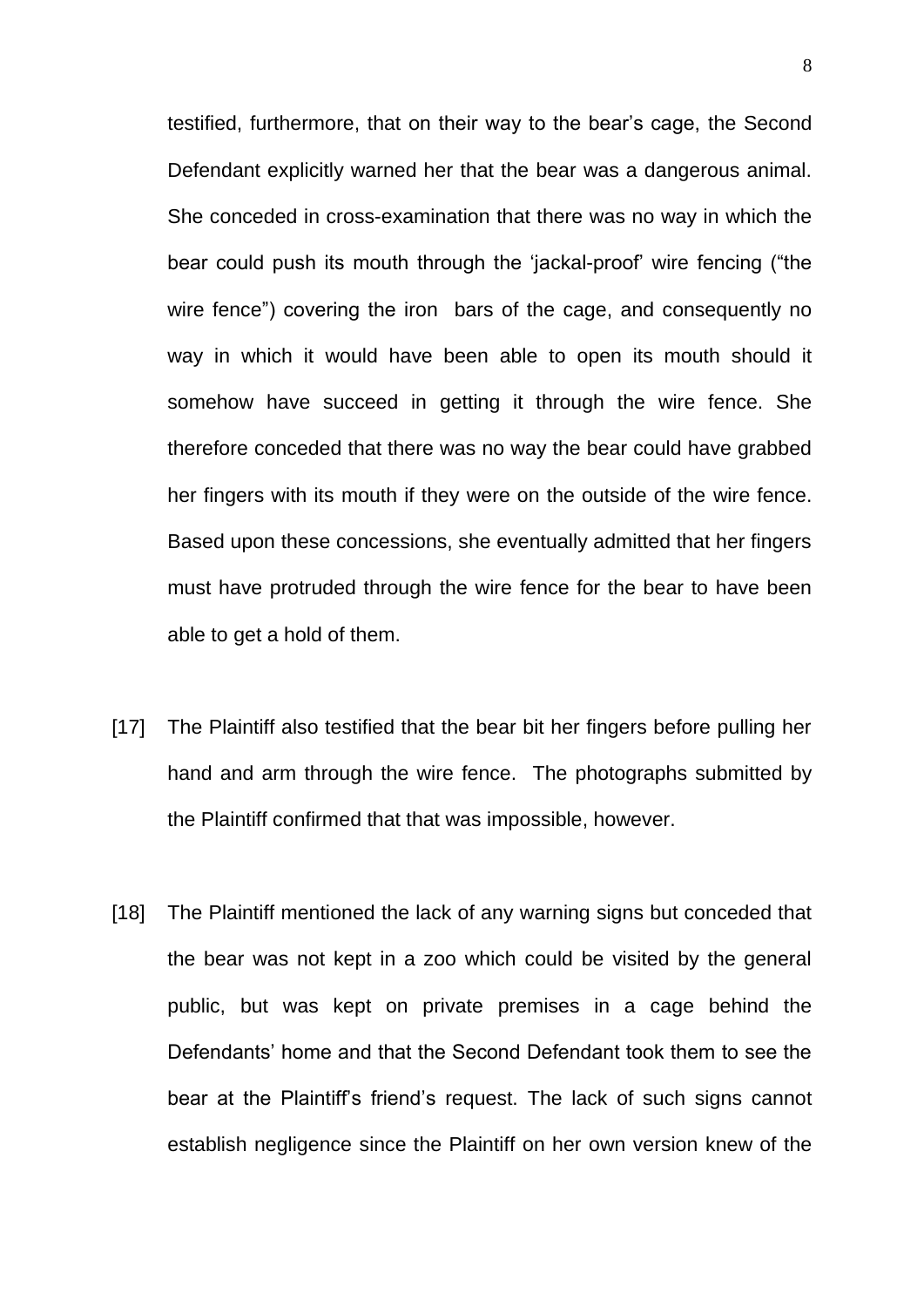testified, furthermore, that on their way to the bear's cage, the Second Defendant explicitly warned her that the bear was a dangerous animal. She conceded in cross-examination that there was no way in which the bear could push its mouth through the 'jackal-proof' wire fencing ("the wire fence") covering the iron bars of the cage, and consequently no way in which it would have been able to open its mouth should it somehow have succeed in getting it through the wire fence. She therefore conceded that there was no way the bear could have grabbed her fingers with its mouth if they were on the outside of the wire fence. Based upon these concessions, she eventually admitted that her fingers must have protruded through the wire fence for the bear to have been able to get a hold of them.

[17] The Plaintiff also testified that the bear bit her fingers before pulling her hand and arm through the wire fence. The photographs submitted by the Plaintiff confirmed that that was impossible, however.

[18] The Plaintiff mentioned the lack of any warning signs but conceded that the bear was not kept in a zoo which could be visited by the general public, but was kept on private premises in a cage behind the Defendants' home and that the Second Defendant took them to see the bear at the Plaintiff's friend's request. The lack of such signs cannot establish negligence since the Plaintiff on her own version knew of the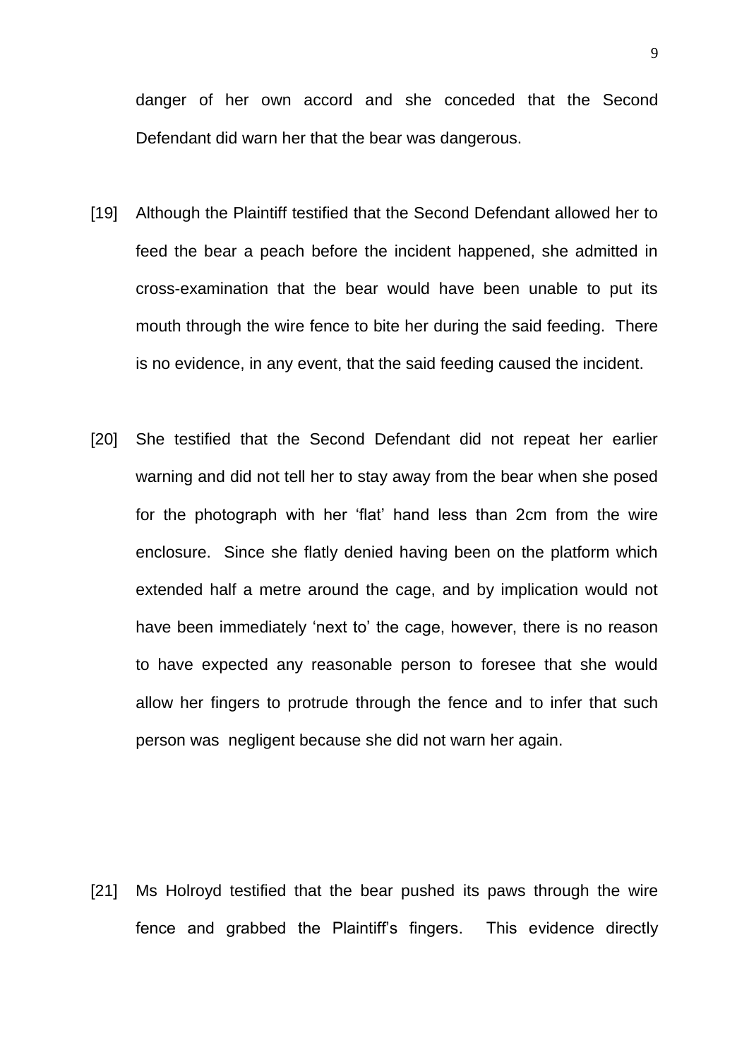danger of her own accord and she conceded that the Second Defendant did warn her that the bear was dangerous.

[19] Although the Plaintiff testified that the Second Defendant allowed her to feed the bear a peach before the incident happened, she admitted in cross-examination that the bear would have been unable to put its mouth through the wire fence to bite her during the said feeding. There is no evidence, in any event, that the said feeding caused the incident.

[20] She testified that the Second Defendant did not repeat her earlier warning and did not tell her to stay away from the bear when she posed for the photograph with her 'flat' hand less than 2cm from the wire enclosure. Since she flatly denied having been on the platform which extended half a metre around the cage, and by implication would not have been immediately 'next to' the cage, however, there is no reason to have expected any reasonable person to foresee that she would allow her fingers to protrude through the fence and to infer that such person was negligent because she did not warn her again.

[21] Ms Holroyd testified that the bear pushed its paws through the wire fence and grabbed the Plaintiff's fingers. This evidence directly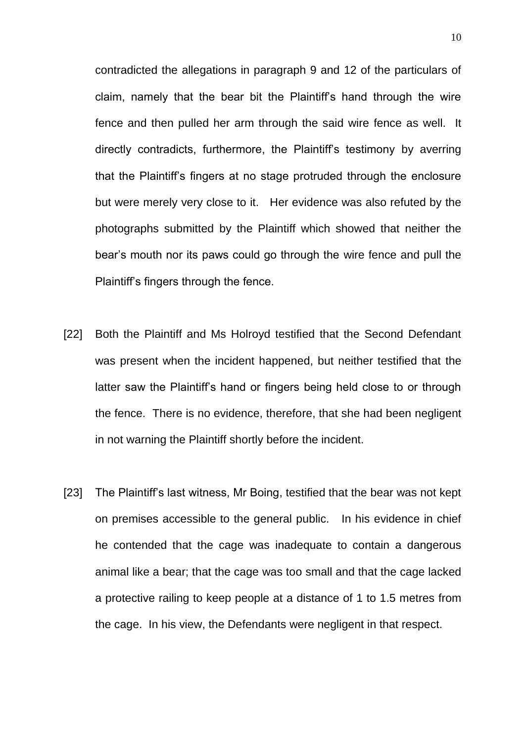contradicted the allegations in paragraph 9 and 12 of the particulars of claim, namely that the bear bit the Plaintiff's hand through the wire fence and then pulled her arm through the said wire fence as well. It directly contradicts, furthermore, the Plaintiff's testimony by averring that the Plaintiff's fingers at no stage protruded through the enclosure but were merely very close to it. Her evidence was also refuted by the photographs submitted by the Plaintiff which showed that neither the bear's mouth nor its paws could go through the wire fence and pull the Plaintiff's fingers through the fence.

[22] Both the Plaintiff and Ms Holroyd testified that the Second Defendant was present when the incident happened, but neither testified that the latter saw the Plaintiff's hand or fingers being held close to or through the fence. There is no evidence, therefore, that she had been negligent in not warning the Plaintiff shortly before the incident.

[23] The Plaintiff's last witness, Mr Boing, testified that the bear was not kept on premises accessible to the general public. In his evidence in chief he contended that the cage was inadequate to contain a dangerous animal like a bear; that the cage was too small and that the cage lacked a protective railing to keep people at a distance of 1 to 1.5 metres from the cage. In his view, the Defendants were negligent in that respect.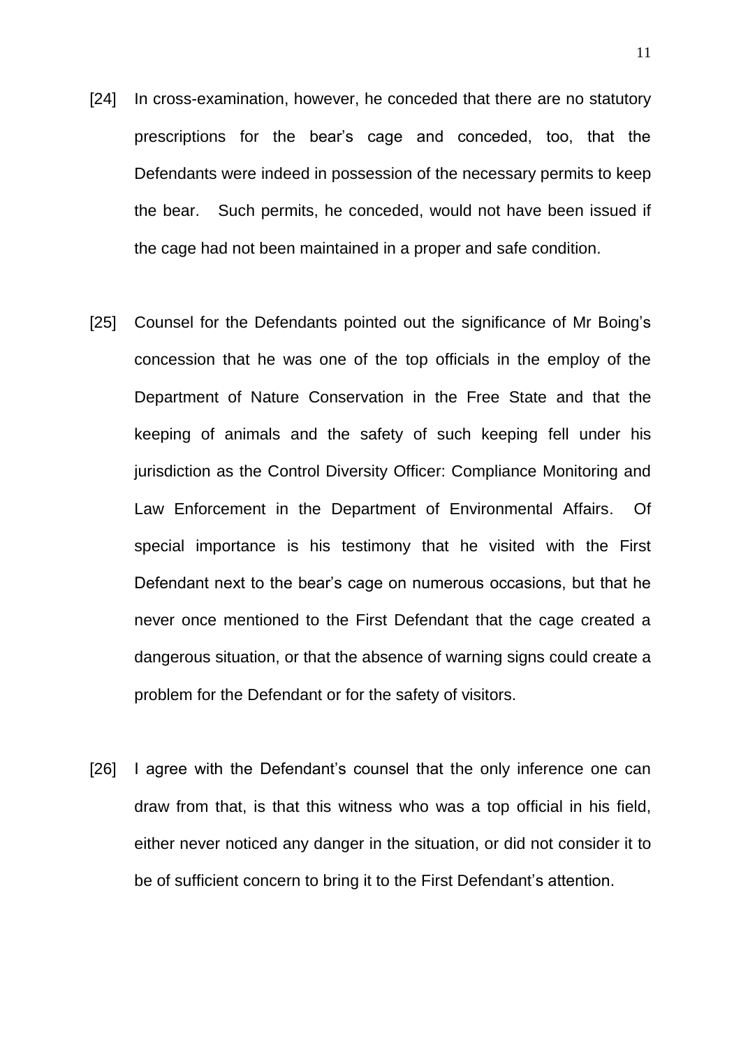[24] In cross-examination, however, he conceded that there are no statutory prescriptions for the bear's cage and conceded, too, that the Defendants were indeed in possession of the necessary permits to keep the bear. Such permits, he conceded, would not have been issued if the cage had not been maintained in a proper and safe condition.

[25] Counsel for the Defendants pointed out the significance of Mr Boing's concession that he was one of the top officials in the employ of the Department of Nature Conservation in the Free State and that the keeping of animals and the safety of such keeping fell under his jurisdiction as the Control Diversity Officer: Compliance Monitoring and Law Enforcement in the Department of Environmental Affairs. Of special importance is his testimony that he visited with the First Defendant next to the bear's cage on numerous occasions, but that he never once mentioned to the First Defendant that the cage created a dangerous situation, or that the absence of warning signs could create a problem for the Defendant or for the safety of visitors.

[26] I agree with the Defendant's counsel that the only inference one can draw from that, is that this witness who was a top official in his field, either never noticed any danger in the situation, or did not consider it to be of sufficient concern to bring it to the First Defendant's attention.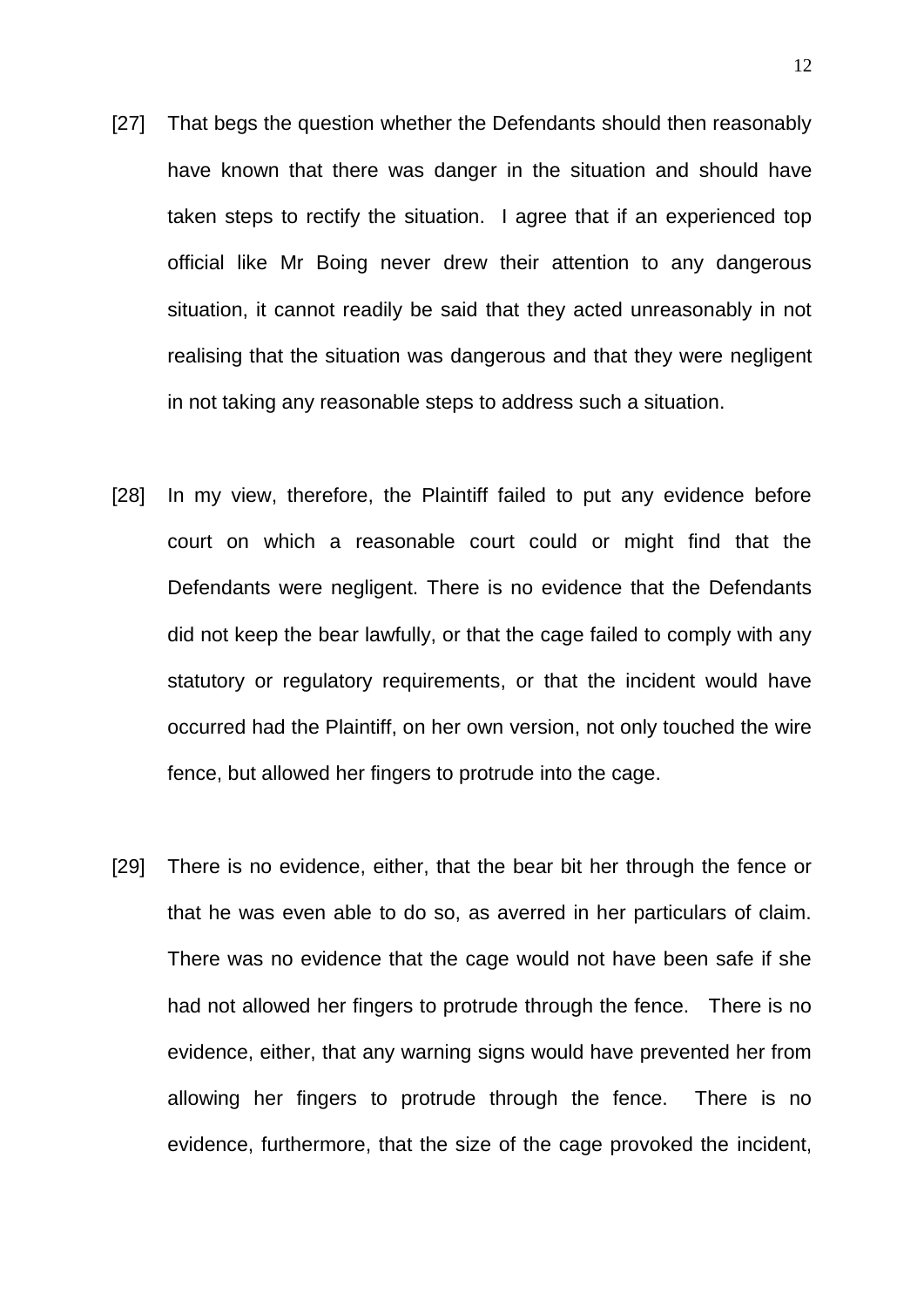[27] That begs the question whether the Defendants should then reasonably have known that there was danger in the situation and should have taken steps to rectify the situation. I agree that if an experienced top official like Mr Boing never drew their attention to any dangerous situation, it cannot readily be said that they acted unreasonably in not realising that the situation was dangerous and that they were negligent in not taking any reasonable steps to address such a situation.

[28] In my view, therefore, the Plaintiff failed to put any evidence before court on which a reasonable court could or might find that the Defendants were negligent. There is no evidence that the Defendants did not keep the bear lawfully, or that the cage failed to comply with any statutory or regulatory requirements, or that the incident would have occurred had the Plaintiff, on her own version, not only touched the wire fence, but allowed her fingers to protrude into the cage.

[29] There is no evidence, either, that the bear bit her through the fence or that he was even able to do so, as averred in her particulars of claim. There was no evidence that the cage would not have been safe if she had not allowed her fingers to protrude through the fence. There is no evidence, either, that any warning signs would have prevented her from allowing her fingers to protrude through the fence. There is no evidence, furthermore, that the size of the cage provoked the incident,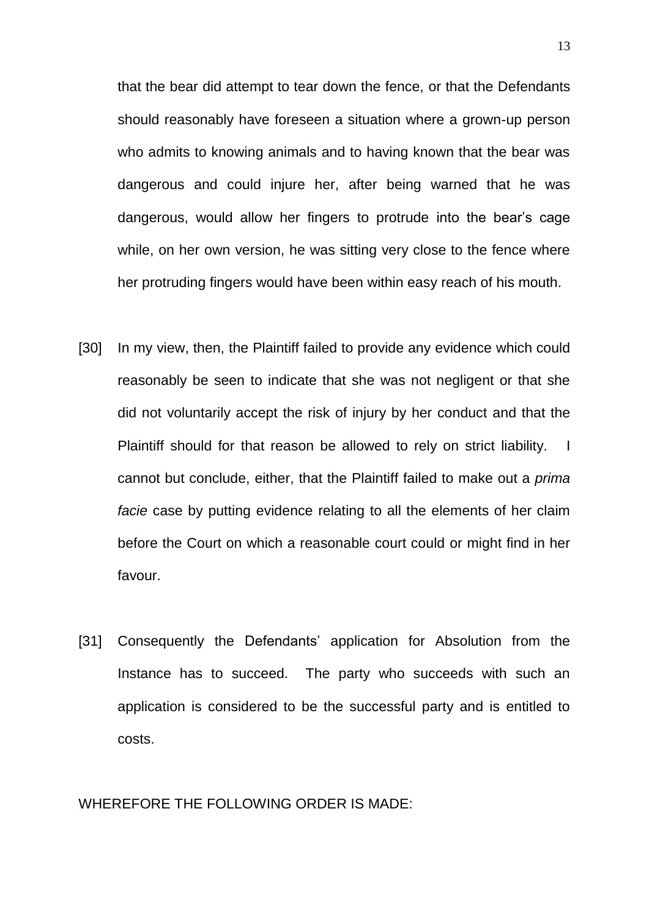that the bear did attempt to tear down the fence, or that the Defendants should reasonably have foreseen a situation where a grown-up person who admits to knowing animals and to having known that the bear was dangerous and could injure her, after being warned that he was dangerous, would allow her fingers to protrude into the bear's cage while, on her own version, he was sitting very close to the fence where her protruding fingers would have been within easy reach of his mouth.

[30] In my view, then, the Plaintiff failed to provide any evidence which could reasonably be seen to indicate that she was not negligent or that she did not voluntarily accept the risk of injury by her conduct and that the Plaintiff should for that reason be allowed to rely on strict liability. I cannot but conclude, either, that the Plaintiff failed to make out a *prima facie* case by putting evidence relating to all the elements of her claim before the Court on which a reasonable court could or might find in her favour.

[31] Consequently the Defendants' application for Absolution from the Instance has to succeed. The party who succeeds with such an application is considered to be the successful party and is entitled to costs.

WHEREFORE THE FOLLOWING ORDER IS MADE: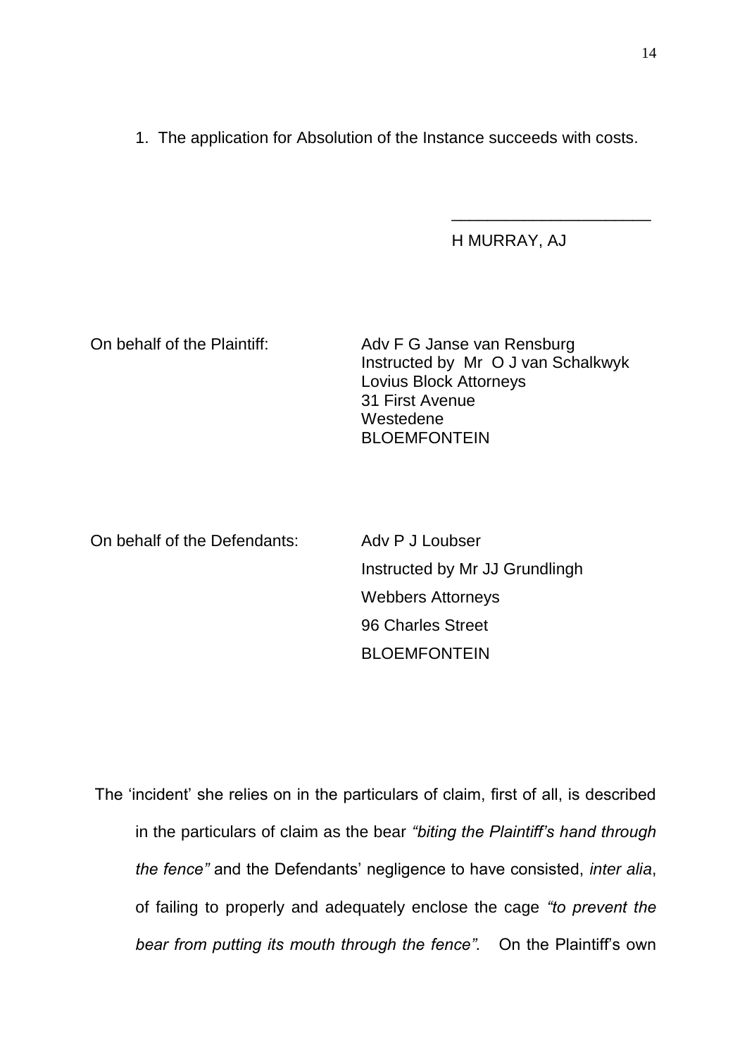1. The application for Absolution of the Instance succeeds with costs.

\_\_\_\_\_\_\_\_\_\_\_\_\_\_\_\_\_\_\_\_\_\_

H MURRAY, AJ

On behalf of the Plaintiff: Adv F G Janse van Rensburg
Instructed by Mr O J van Schalkwyk
Lovius Block Attorneys
31 First Avenue
Westedene
BLOEMFONTEIN

On behalf of the Defendants: Adv P J Loubser
Instructed by Mr JJ Grundlingh
Webbers Attorneys
96 Charles Street
BLOEMFONTEIN

The 'incident' she relies on in the particulars of claim, first of all, is described in the particulars of claim as the bear *"biting the Plaintiff's hand through the fence"* and the Defendants' negligence to have consisted, *inter alia*, of failing to properly and adequately enclose the cage *"to prevent the bear from putting its mouth through the fence".* On the Plaintiff's own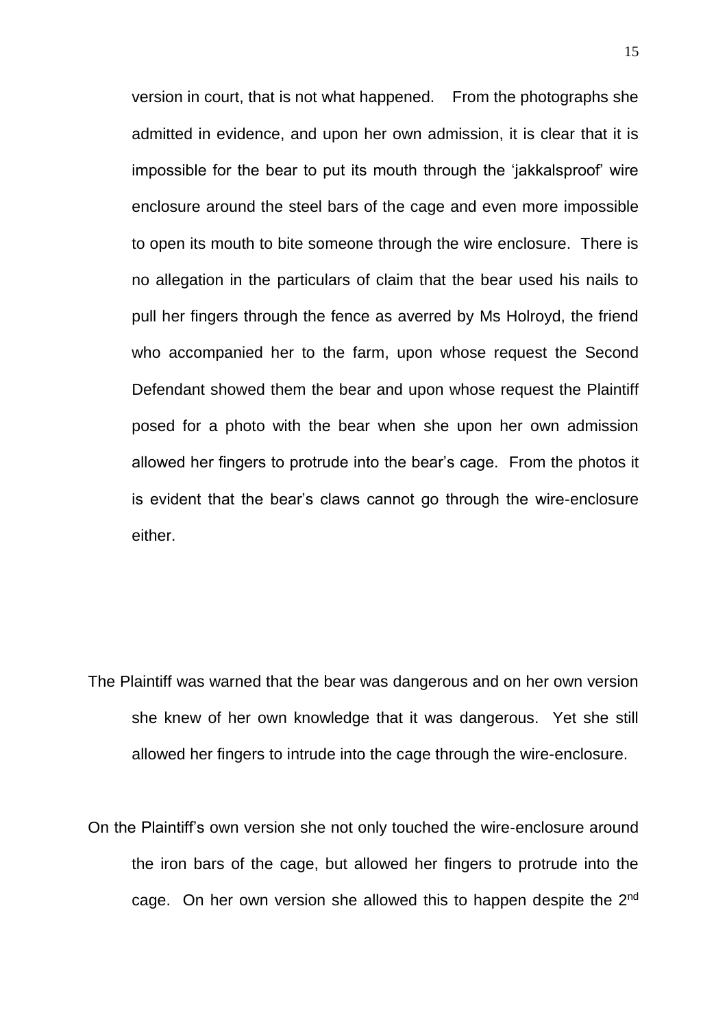version in court, that is not what happened. From the photographs she admitted in evidence, and upon her own admission, it is clear that it is impossible for the bear to put its mouth through the 'jakkalsproof' wire enclosure around the steel bars of the cage and even more impossible to open its mouth to bite someone through the wire enclosure. There is no allegation in the particulars of claim that the bear used his nails to pull her fingers through the fence as averred by Ms Holroyd, the friend who accompanied her to the farm, upon whose request the Second Defendant showed them the bear and upon whose request the Plaintiff posed for a photo with the bear when she upon her own admission allowed her fingers to protrude into the bear's cage. From the photos it is evident that the bear's claws cannot go through the wire-enclosure either.

The Plaintiff was warned that the bear was dangerous and on her own version she knew of her own knowledge that it was dangerous. Yet she still allowed her fingers to intrude into the cage through the wire-enclosure.

On the Plaintiff's own version she not only touched the wire-enclosure around the iron bars of the cage, but allowed her fingers to protrude into the cage. On her own version she allowed this to happen despite the 2nd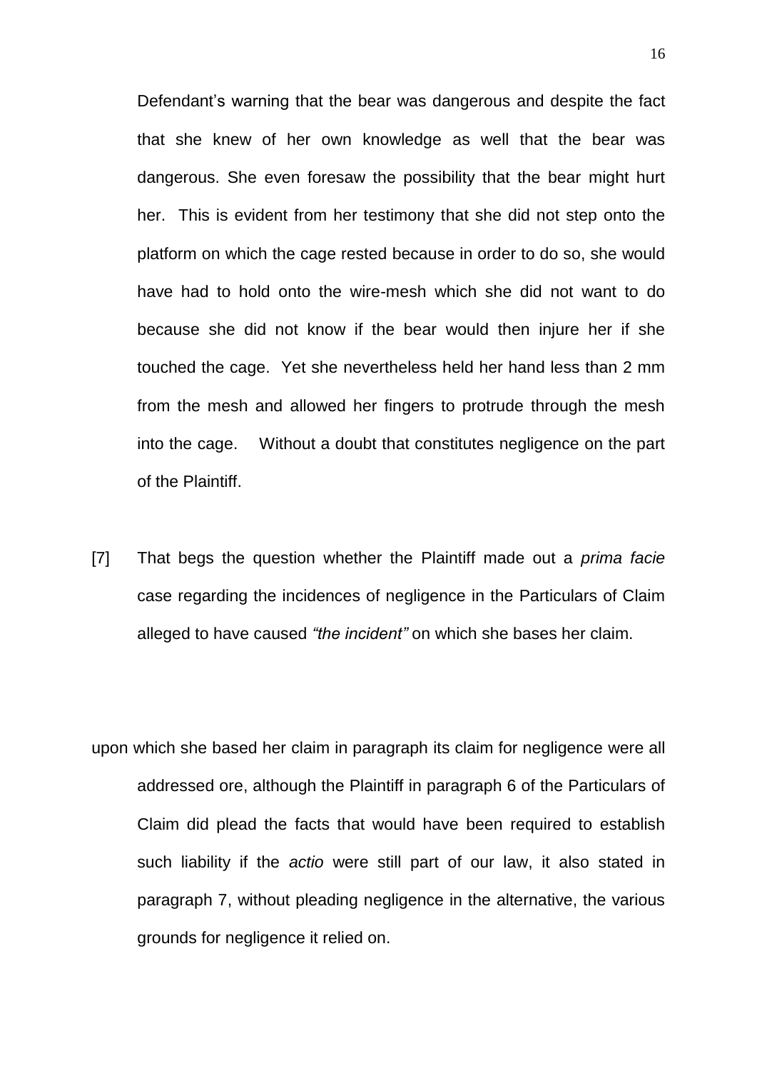Defendant's warning that the bear was dangerous and despite the fact that she knew of her own knowledge as well that the bear was dangerous. She even foresaw the possibility that the bear might hurt her. This is evident from her testimony that she did not step onto the platform on which the cage rested because in order to do so, she would have had to hold onto the wire-mesh which she did not want to do because she did not know if the bear would then injure her if she touched the cage. Yet she nevertheless held her hand less than 2 mm from the mesh and allowed her fingers to protrude through the mesh into the cage. Without a doubt that constitutes negligence on the part of the Plaintiff.

[7] That begs the question whether the Plaintiff made out a *prima facie* case regarding the incidences of negligence in the Particulars of Claim alleged to have caused *"the incident"* on which she bases her claim.

upon which she based her claim in paragraph its claim for negligence were all addressed ore, although the Plaintiff in paragraph 6 of the Particulars of Claim did plead the facts that would have been required to establish such liability if the *actio* were still part of our law, it also stated in paragraph 7, without pleading negligence in the alternative, the various grounds for negligence it relied on.